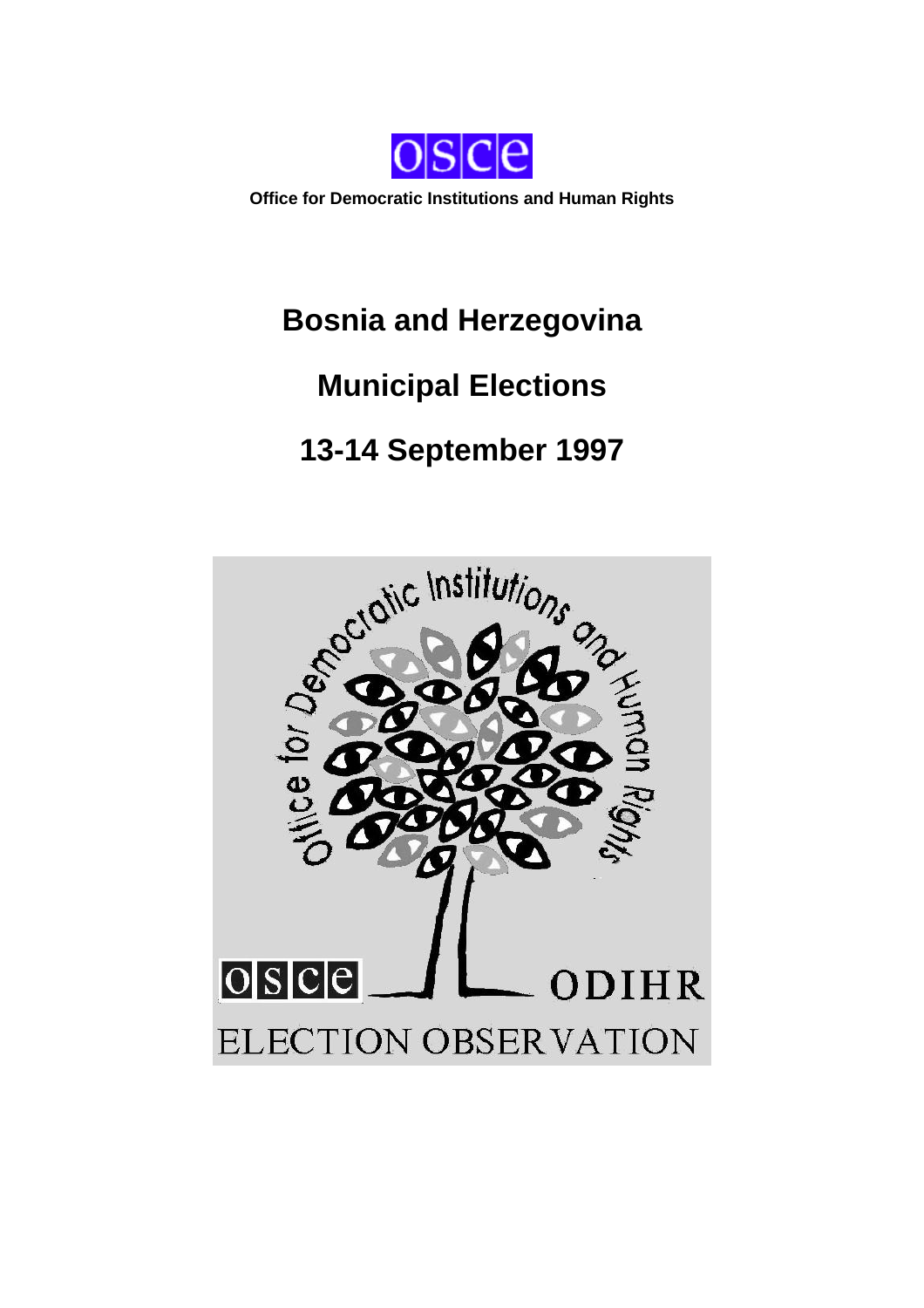osce

**Office for Democratic Institutions and Human Rights**

# Bosnia and Herzegovina

# Municipal Elections

# 13-14 September 1997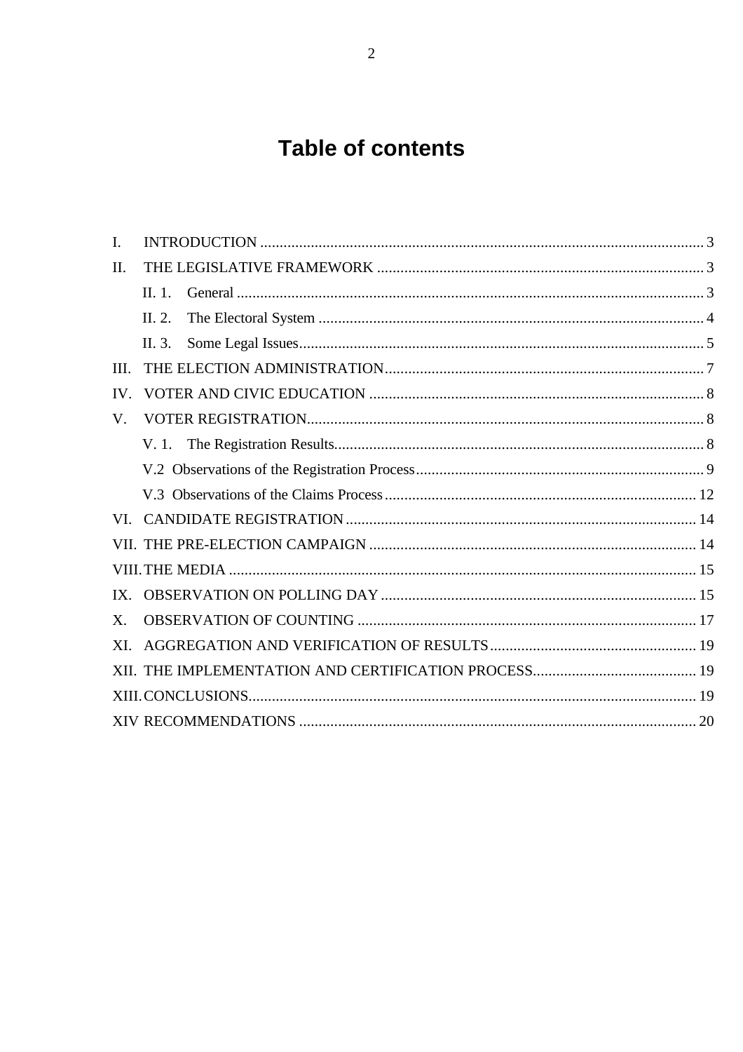# Table of contents

I. INTRODUCTION ... 3

II. THE LEGISLATIVE FRAMEWORK ... 3

- II. 1. General ... 3
- II. 2. The Electoral System ... 4
- II. 3. Some Legal Issues ... 5

III. THE ELECTION ADMINISTRATION ... 7

IV. VOTER AND CIVIC EDUCATION ... 8

V. VOTER REGISTRATION ... 8

- V. 1. The Registration Results ... 8
- V.2 Observations of the Registration Process ... 9
- V.3 Observations of the Claims Process ... 12

VI. CANDIDATE REGISTRATION ... 14

VII. THE PRE-ELECTION CAMPAIGN ... 14

VIII. THE MEDIA ... 15

IX. OBSERVATION ON POLLING DAY ... 15

X. OBSERVATION OF COUNTING ... 17

XI. AGGREGATION AND VERIFICATION OF RESULTS ... 19

XII. THE IMPLEMENTATION AND CERTIFICATION PROCESS ... 19

XIII. CONCLUSIONS ... 19

XIV RECOMMENDATIONS ... 20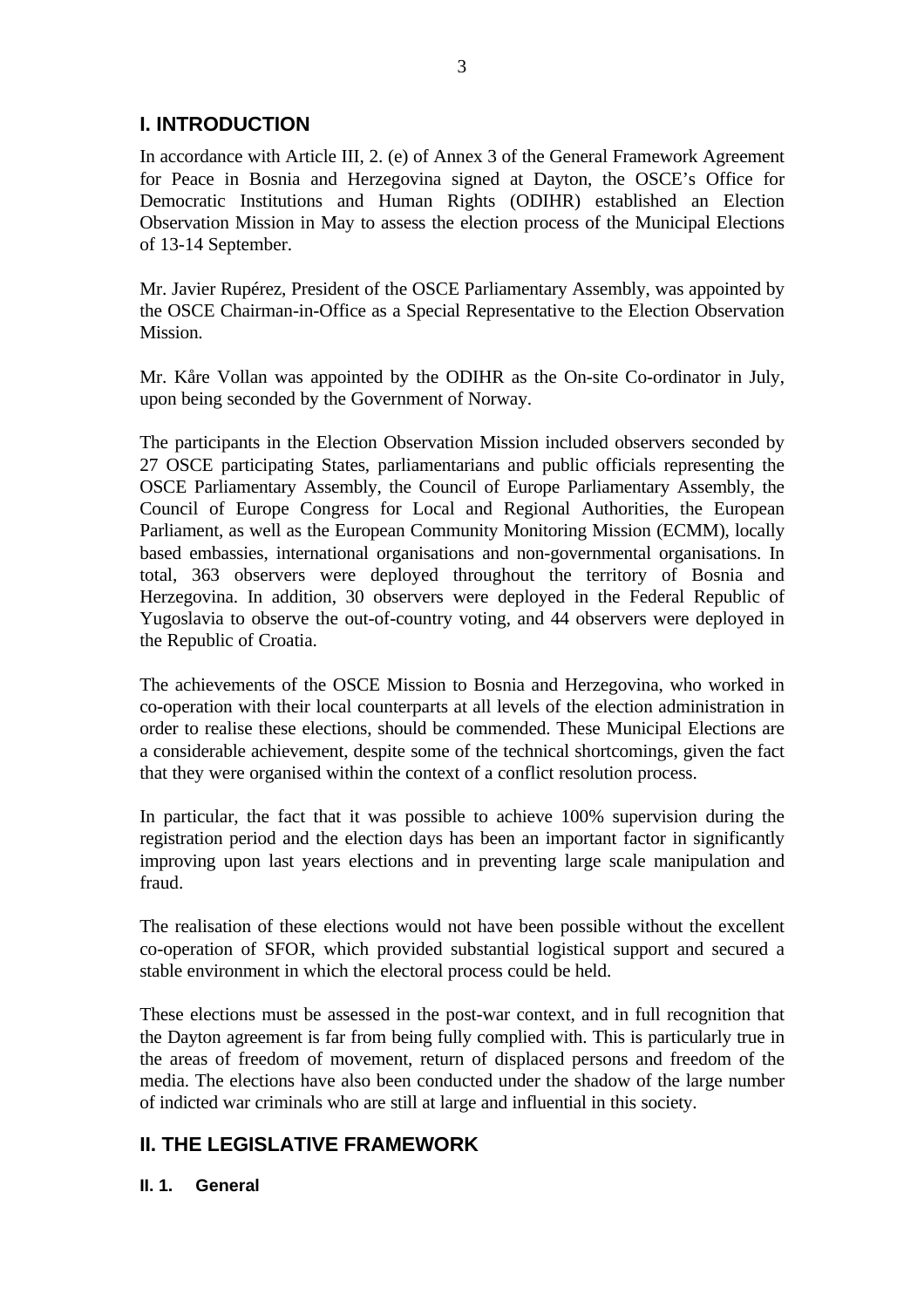## I. INTRODUCTION

In accordance with Article III, 2. (e) of Annex 3 of the General Framework Agreement for Peace in Bosnia and Herzegovina signed at Dayton, the OSCE's Office for Democratic Institutions and Human Rights (ODIHR) established an Election Observation Mission in May to assess the election process of the Municipal Elections of 13-14 September.

Mr. Javier Rupérez, President of the OSCE Parliamentary Assembly, was appointed by the OSCE Chairman-in-Office as a Special Representative to the Election Observation Mission.

Mr. Kåre Vollan was appointed by the ODIHR as the On-site Co-ordinator in July, upon being seconded by the Government of Norway.

The participants in the Election Observation Mission included observers seconded by 27 OSCE participating States, parliamentarians and public officials representing the OSCE Parliamentary Assembly, the Council of Europe Parliamentary Assembly, the Council of Europe Congress for Local and Regional Authorities, the European Parliament, as well as the European Community Monitoring Mission (ECMM), locally based embassies, international organisations and non-governmental organisations. In total, 363 observers were deployed throughout the territory of Bosnia and Herzegovina. In addition, 30 observers were deployed in the Federal Republic of Yugoslavia to observe the out-of-country voting, and 44 observers were deployed in the Republic of Croatia.

The achievements of the OSCE Mission to Bosnia and Herzegovina, who worked in co-operation with their local counterparts at all levels of the election administration in order to realise these elections, should be commended. These Municipal Elections are a considerable achievement, despite some of the technical shortcomings, given the fact that they were organised within the context of a conflict resolution process.

In particular, the fact that it was possible to achieve 100% supervision during the registration period and the election days has been an important factor in significantly improving upon last years elections and in preventing large scale manipulation and fraud.

The realisation of these elections would not have been possible without the excellent co-operation of SFOR, which provided substantial logistical support and secured a stable environment in which the electoral process could be held.

These elections must be assessed in the post-war context, and in full recognition that the Dayton agreement is far from being fully complied with. This is particularly true in the areas of freedom of movement, return of displaced persons and freedom of the media. The elections have also been conducted under the shadow of the large number of indicted war criminals who are still at large and influential in this society.

## II. THE LEGISLATIVE FRAMEWORK

### II. 1. General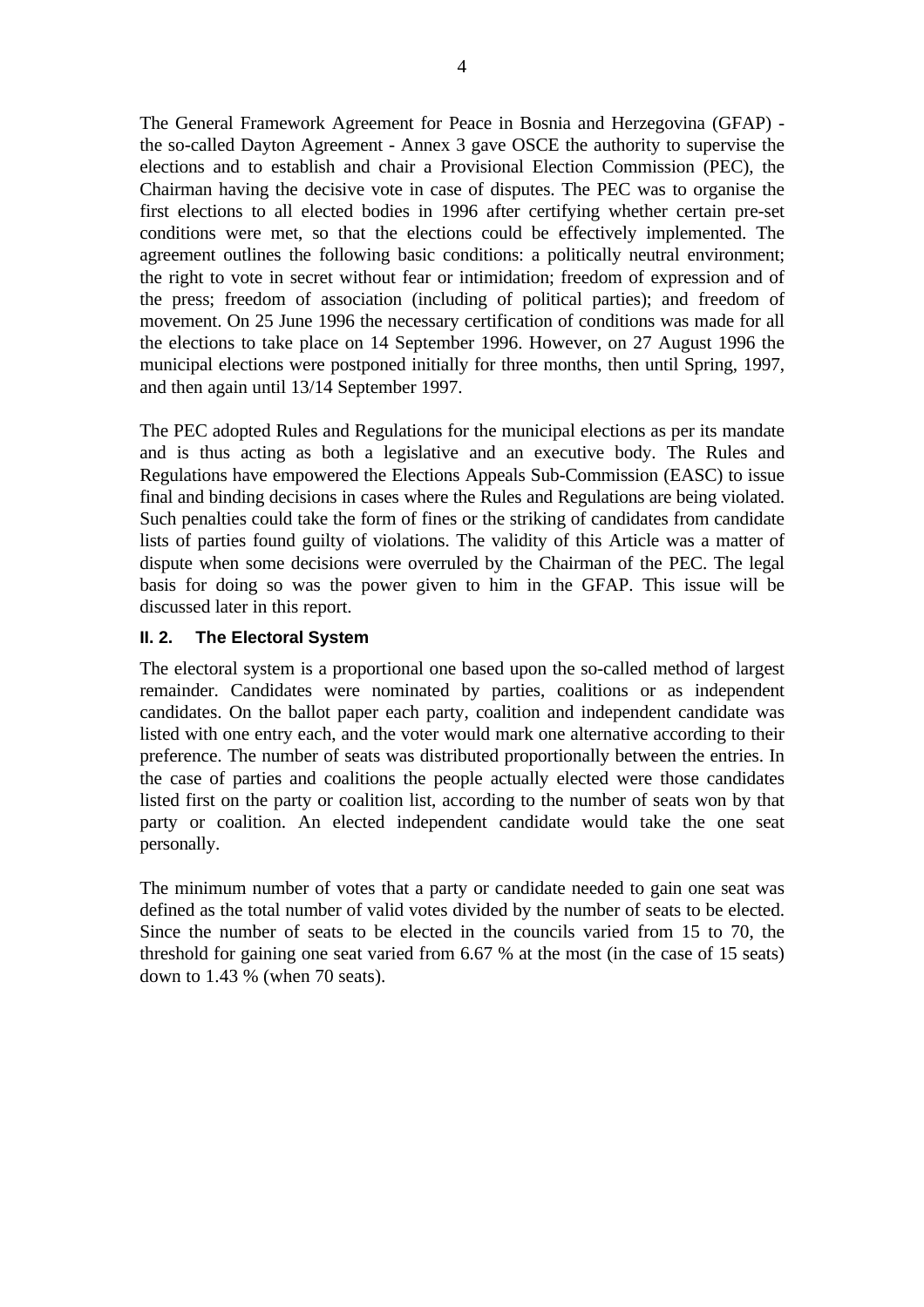The General Framework Agreement for Peace in Bosnia and Herzegovina (GFAP) - the so-called Dayton Agreement - Annex 3 gave OSCE the authority to supervise the elections and to establish and chair a Provisional Election Commission (PEC), the Chairman having the decisive vote in case of disputes. The PEC was to organise the first elections to all elected bodies in 1996 after certifying whether certain pre-set conditions were met, so that the elections could be effectively implemented. The agreement outlines the following basic conditions: a politically neutral environment; the right to vote in secret without fear or intimidation; freedom of expression and of the press; freedom of association (including of political parties); and freedom of movement. On 25 June 1996 the necessary certification of conditions was made for all the elections to take place on 14 September 1996. However, on 27 August 1996 the municipal elections were postponed initially for three months, then until Spring, 1997, and then again until 13/14 September 1997.

The PEC adopted Rules and Regulations for the municipal elections as per its mandate and is thus acting as both a legislative and an executive body. The Rules and Regulations have empowered the Elections Appeals Sub-Commission (EASC) to issue final and binding decisions in cases where the Rules and Regulations are being violated. Such penalties could take the form of fines or the striking of candidates from candidate lists of parties found guilty of violations. The validity of this Article was a matter of dispute when some decisions were overruled by the Chairman of the PEC. The legal basis for doing so was the power given to him in the GFAP. This issue will be discussed later in this report.

### II. 2. The Electoral System

The electoral system is a proportional one based upon the so-called method of largest remainder. Candidates were nominated by parties, coalitions or as independent candidates. On the ballot paper each party, coalition and independent candidate was listed with one entry each, and the voter would mark one alternative according to their preference. The number of seats was distributed proportionally between the entries. In the case of parties and coalitions the people actually elected were those candidates listed first on the party or coalition list, according to the number of seats won by that party or coalition. An elected independent candidate would take the one seat personally.

The minimum number of votes that a party or candidate needed to gain one seat was defined as the total number of valid votes divided by the number of seats to be elected. Since the number of seats to be elected in the councils varied from 15 to 70, the threshold for gaining one seat varied from 6.67 % at the most (in the case of 15 seats) down to 1.43 % (when 70 seats).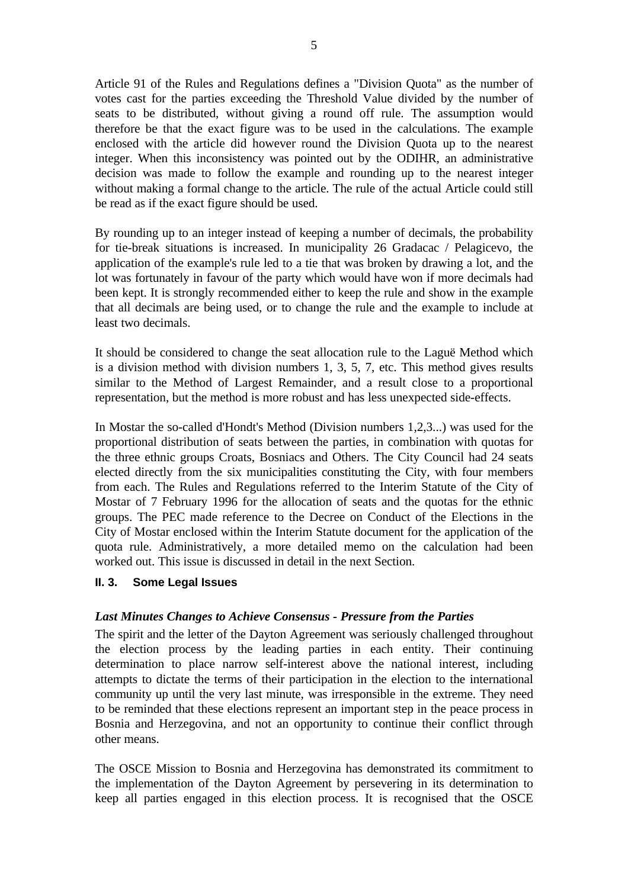Article 91 of the Rules and Regulations defines a "Division Quota" as the number of votes cast for the parties exceeding the Threshold Value divided by the number of seats to be distributed, without giving a round off rule. The assumption would therefore be that the exact figure was to be used in the calculations. The example enclosed with the article did however round the Division Quota up to the nearest integer. When this inconsistency was pointed out by the ODIHR, an administrative decision was made to follow the example and rounding up to the nearest integer without making a formal change to the article. The rule of the actual Article could still be read as if the exact figure should be used.

By rounding up to an integer instead of keeping a number of decimals, the probability for tie-break situations is increased. In municipality 26 Gradacac / Pelagicevo, the application of the example's rule led to a tie that was broken by drawing a lot, and the lot was fortunately in favour of the party which would have won if more decimals had been kept. It is strongly recommended either to keep the rule and show in the example that all decimals are being used, or to change the rule and the example to include at least two decimals.

It should be considered to change the seat allocation rule to the Laguë Method which is a division method with division numbers 1, 3, 5, 7, etc. This method gives results similar to the Method of Largest Remainder, and a result close to a proportional representation, but the method is more robust and has less unexpected side-effects.

In Mostar the so-called d'Hondt's Method (Division numbers 1,2,3...) was used for the proportional distribution of seats between the parties, in combination with quotas for the three ethnic groups Croats, Bosniacs and Others. The City Council had 24 seats elected directly from the six municipalities constituting the City, with four members from each. The Rules and Regulations referred to the Interim Statute of the City of Mostar of 7 February 1996 for the allocation of seats and the quotas for the ethnic groups. The PEC made reference to the Decree on Conduct of the Elections in the City of Mostar enclosed within the Interim Statute document for the application of the quota rule. Administratively, a more detailed memo on the calculation had been worked out. This issue is discussed in detail in the next Section.

### II. 3. Some Legal Issues

***Last Minutes Changes to Achieve Consensus - Pressure from the Parties***

The spirit and the letter of the Dayton Agreement was seriously challenged throughout the election process by the leading parties in each entity. Their continuing determination to place narrow self-interest above the national interest, including attempts to dictate the terms of their participation in the election to the international community up until the very last minute, was irresponsible in the extreme. They need to be reminded that these elections represent an important step in the peace process in Bosnia and Herzegovina, and not an opportunity to continue their conflict through other means.

The OSCE Mission to Bosnia and Herzegovina has demonstrated its commitment to the implementation of the Dayton Agreement by persevering in its determination to keep all parties engaged in this election process. It is recognised that the OSCE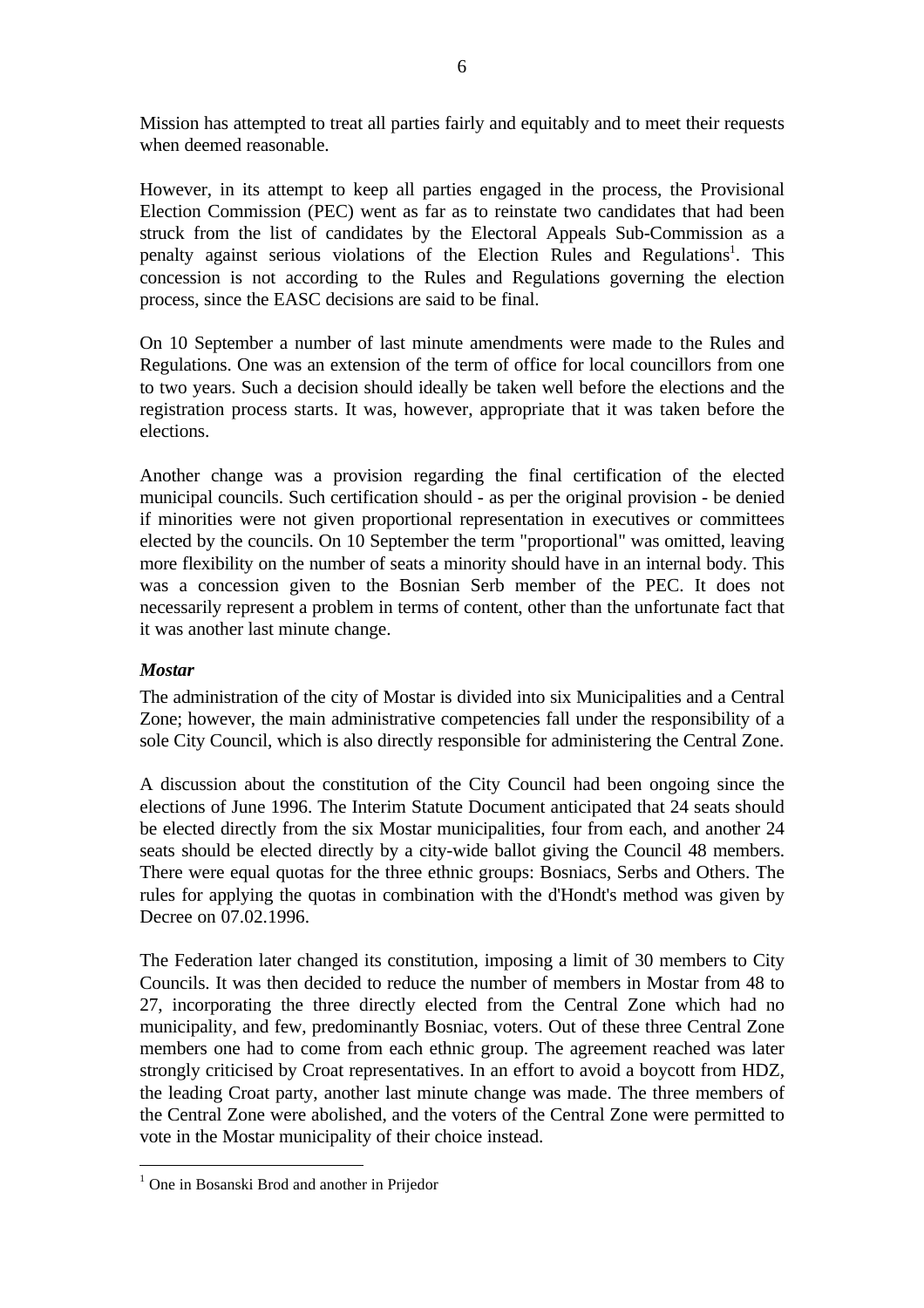Mission has attempted to treat all parties fairly and equitably and to meet their requests when deemed reasonable.

However, in its attempt to keep all parties engaged in the process, the Provisional Election Commission (PEC) went as far as to reinstate two candidates that had been struck from the list of candidates by the Electoral Appeals Sub-Commission as a penalty against serious violations of the Election Rules and Regulations[1]. This concession is not according to the Rules and Regulations governing the election process, since the EASC decisions are said to be final.

On 10 September a number of last minute amendments were made to the Rules and Regulations. One was an extension of the term of office for local councillors from one to two years. Such a decision should ideally be taken well before the elections and the registration process starts. It was, however, appropriate that it was taken before the elections.

Another change was a provision regarding the final certification of the elected municipal councils. Such certification should - as per the original provision - be denied if minorities were not given proportional representation in executives or committees elected by the councils. On 10 September the term "proportional" was omitted, leaving more flexibility on the number of seats a minority should have in an internal body. This was a concession given to the Bosnian Serb member of the PEC. It does not necessarily represent a problem in terms of content, other than the unfortunate fact that it was another last minute change.

***Mostar***

The administration of the city of Mostar is divided into six Municipalities and a Central Zone; however, the main administrative competencies fall under the responsibility of a sole City Council, which is also directly responsible for administering the Central Zone.

A discussion about the constitution of the City Council had been ongoing since the elections of June 1996. The Interim Statute Document anticipated that 24 seats should be elected directly from the six Mostar municipalities, four from each, and another 24 seats should be elected directly by a city-wide ballot giving the Council 48 members. There were equal quotas for the three ethnic groups: Bosniacs, Serbs and Others. The rules for applying the quotas in combination with the d'Hondt's method was given by Decree on 07.02.1996.

The Federation later changed its constitution, imposing a limit of 30 members to City Councils. It was then decided to reduce the number of members in Mostar from 48 to 27, incorporating the three directly elected from the Central Zone which had no municipality, and few, predominantly Bosniac, voters. Out of these three Central Zone members one had to come from each ethnic group. The agreement reached was later strongly criticised by Croat representatives. In an effort to avoid a boycott from HDZ, the leading Croat party, another last minute change was made. The three members of the Central Zone were abolished, and the voters of the Central Zone were permitted to vote in the Mostar municipality of their choice instead.

[1] One in Bosanski Brod and another in Prijedor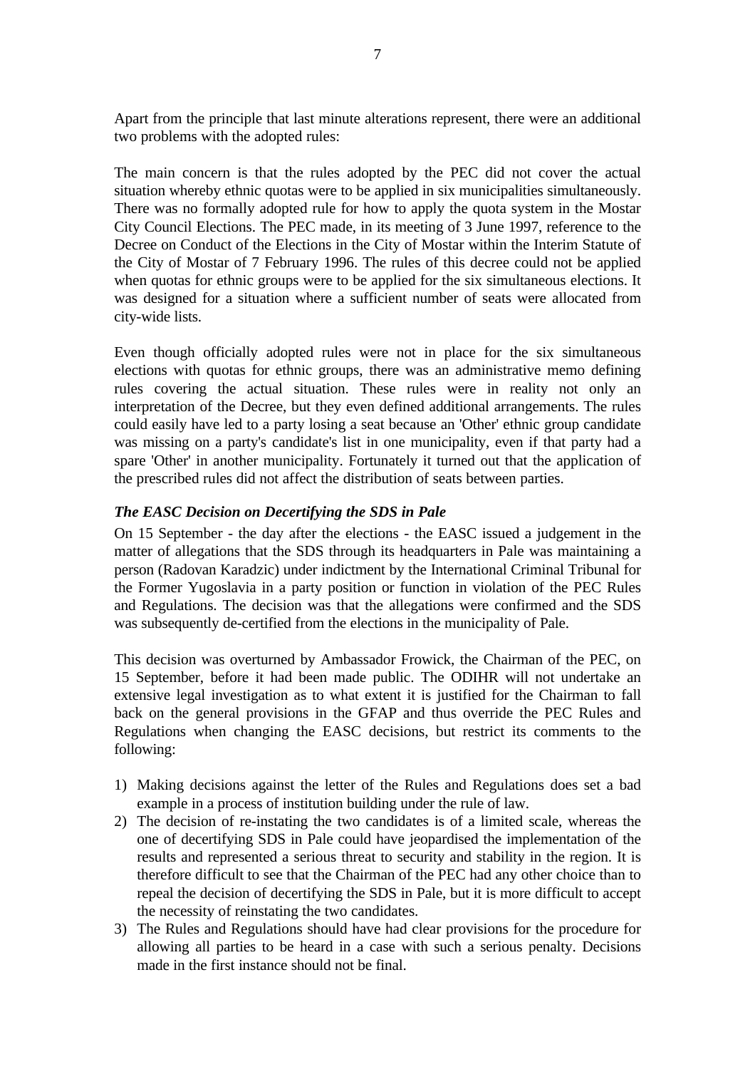Apart from the principle that last minute alterations represent, there were an additional two problems with the adopted rules:

The main concern is that the rules adopted by the PEC did not cover the actual situation whereby ethnic quotas were to be applied in six municipalities simultaneously. There was no formally adopted rule for how to apply the quota system in the Mostar City Council Elections. The PEC made, in its meeting of 3 June 1997, reference to the Decree on Conduct of the Elections in the City of Mostar within the Interim Statute of the City of Mostar of 7 February 1996. The rules of this decree could not be applied when quotas for ethnic groups were to be applied for the six simultaneous elections. It was designed for a situation where a sufficient number of seats were allocated from city-wide lists.

Even though officially adopted rules were not in place for the six simultaneous elections with quotas for ethnic groups, there was an administrative memo defining rules covering the actual situation. These rules were in reality not only an interpretation of the Decree, but they even defined additional arrangements. The rules could easily have led to a party losing a seat because an 'Other' ethnic group candidate was missing on a party's candidate's list in one municipality, even if that party had a spare 'Other' in another municipality. Fortunately it turned out that the application of the prescribed rules did not affect the distribution of seats between parties.

### *The EASC Decision on Decertifying the SDS in Pale*

On 15 September - the day after the elections - the EASC issued a judgement in the matter of allegations that the SDS through its headquarters in Pale was maintaining a person (Radovan Karadzic) under indictment by the International Criminal Tribunal for the Former Yugoslavia in a party position or function in violation of the PEC Rules and Regulations. The decision was that the allegations were confirmed and the SDS was subsequently de-certified from the elections in the municipality of Pale.

This decision was overturned by Ambassador Frowick, the Chairman of the PEC, on 15 September, before it had been made public. The ODIHR will not undertake an extensive legal investigation as to what extent it is justified for the Chairman to fall back on the general provisions in the GFAP and thus override the PEC Rules and Regulations when changing the EASC decisions, but restrict its comments to the following:

1) Making decisions against the letter of the Rules and Regulations does set a bad example in a process of institution building under the rule of law.
2) The decision of re-instating the two candidates is of a limited scale, whereas the one of decertifying SDS in Pale could have jeopardised the implementation of the results and represented a serious threat to security and stability in the region. It is therefore difficult to see that the Chairman of the PEC had any other choice than to repeal the decision of decertifying the SDS in Pale, but it is more difficult to accept the necessity of reinstating the two candidates.
3) The Rules and Regulations should have had clear provisions for the procedure for allowing all parties to be heard in a case with such a serious penalty. Decisions made in the first instance should not be final.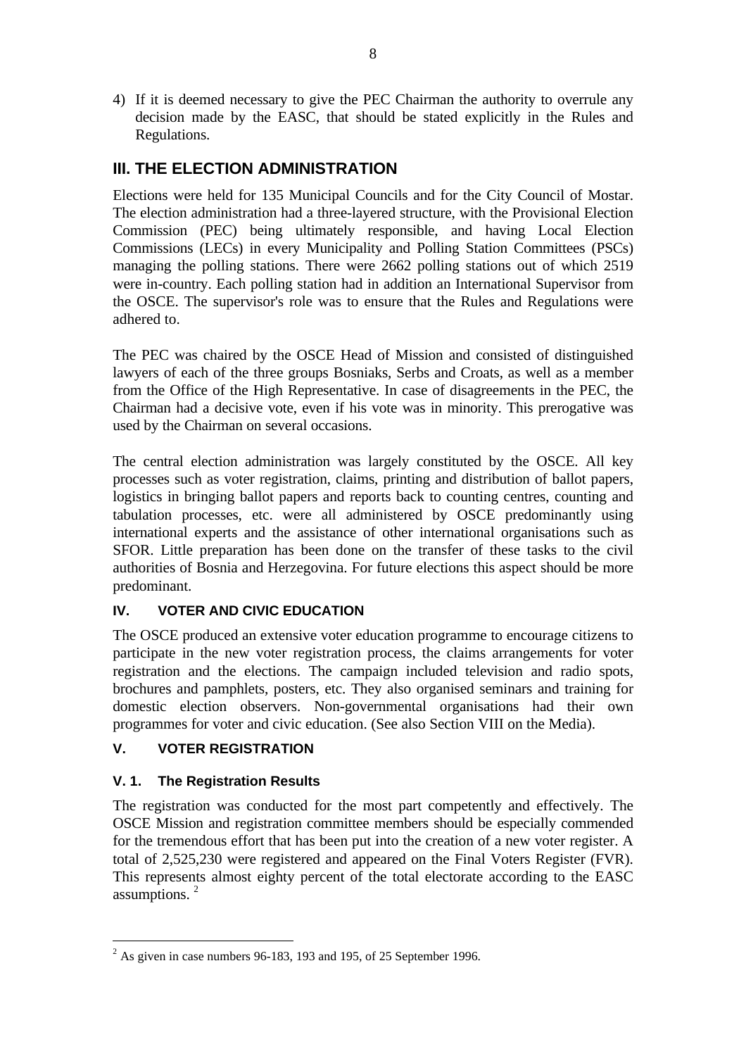4) If it is deemed necessary to give the PEC Chairman the authority to overrule any decision made by the EASC, that should be stated explicitly in the Rules and Regulations.

## III. THE ELECTION ADMINISTRATION

Elections were held for 135 Municipal Councils and for the City Council of Mostar. The election administration had a three-layered structure, with the Provisional Election Commission (PEC) being ultimately responsible, and having Local Election Commissions (LECs) in every Municipality and Polling Station Committees (PSCs) managing the polling stations. There were 2662 polling stations out of which 2519 were in-country. Each polling station had in addition an International Supervisor from the OSCE. The supervisor's role was to ensure that the Rules and Regulations were adhered to.

The PEC was chaired by the OSCE Head of Mission and consisted of distinguished lawyers of each of the three groups Bosniaks, Serbs and Croats, as well as a member from the Office of the High Representative. In case of disagreements in the PEC, the Chairman had a decisive vote, even if his vote was in minority. This prerogative was used by the Chairman on several occasions.

The central election administration was largely constituted by the OSCE. All key processes such as voter registration, claims, printing and distribution of ballot papers, logistics in bringing ballot papers and reports back to counting centres, counting and tabulation processes, etc. were all administered by OSCE predominantly using international experts and the assistance of other international organisations such as SFOR. Little preparation has been done on the transfer of these tasks to the civil authorities of Bosnia and Herzegovina. For future elections this aspect should be more predominant.

### IV. VOTER AND CIVIC EDUCATION

The OSCE produced an extensive voter education programme to encourage citizens to participate in the new voter registration process, the claims arrangements for voter registration and the elections. The campaign included television and radio spots, brochures and pamphlets, posters, etc. They also organised seminars and training for domestic election observers. Non-governmental organisations had their own programmes for voter and civic education. (See also Section VIII on the Media).

### V. VOTER REGISTRATION

### V. 1. The Registration Results

The registration was conducted for the most part competently and effectively. The OSCE Mission and registration committee members should be especially commended for the tremendous effort that has been put into the creation of a new voter register. A total of 2,525,230 were registered and appeared on the Final Voters Register (FVR). This represents almost eighty percent of the total electorate according to the EASC assumptions. [2]

[2] As given in case numbers 96-183, 193 and 195, of 25 September 1996.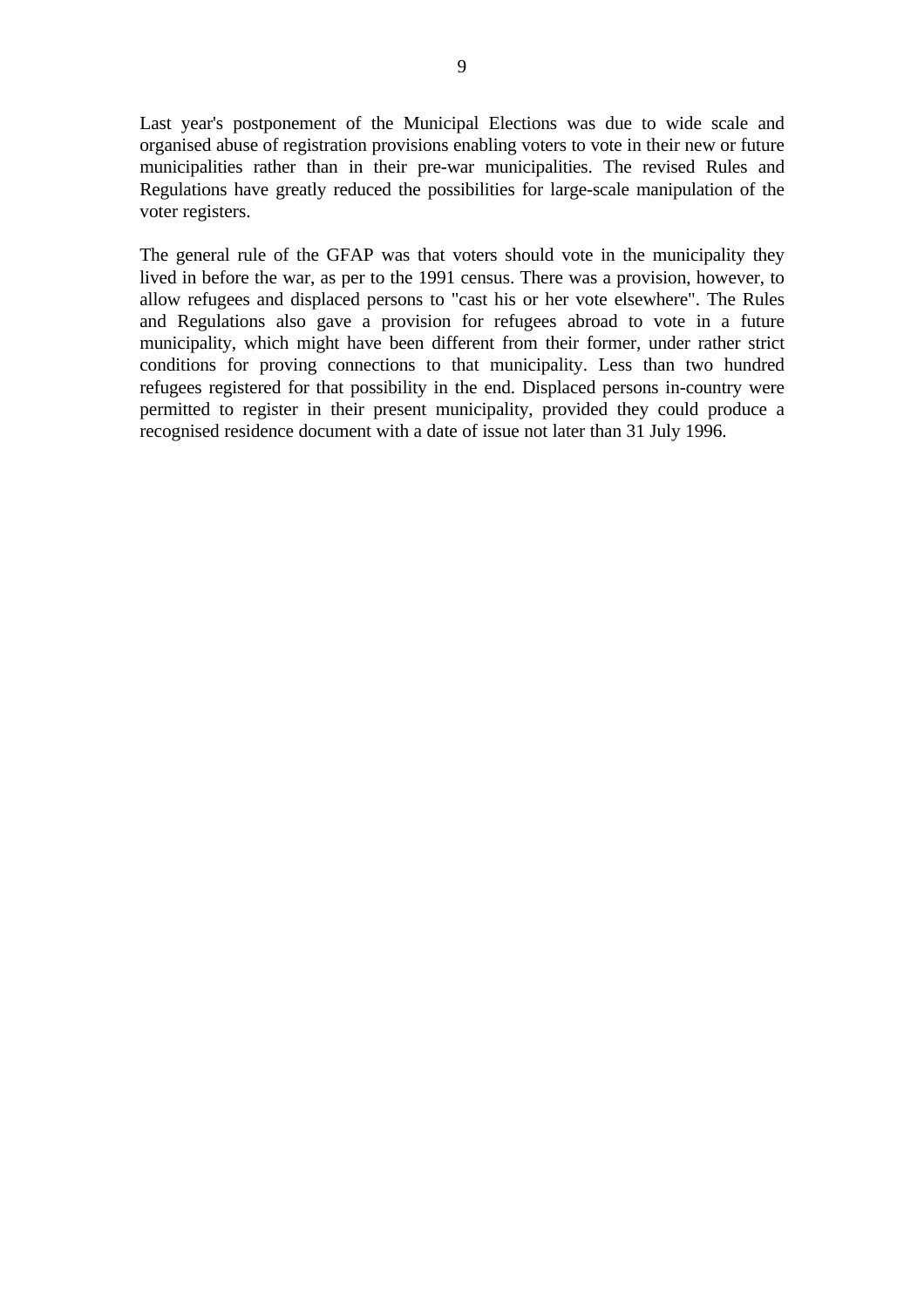Last year's postponement of the Municipal Elections was due to wide scale and organised abuse of registration provisions enabling voters to vote in their new or future municipalities rather than in their pre-war municipalities. The revised Rules and Regulations have greatly reduced the possibilities for large-scale manipulation of the voter registers.

The general rule of the GFAP was that voters should vote in the municipality they lived in before the war, as per to the 1991 census. There was a provision, however, to allow refugees and displaced persons to "cast his or her vote elsewhere". The Rules and Regulations also gave a provision for refugees abroad to vote in a future municipality, which might have been different from their former, under rather strict conditions for proving connections to that municipality. Less than two hundred refugees registered for that possibility in the end. Displaced persons in-country were permitted to register in their present municipality, provided they could produce a recognised residence document with a date of issue not later than 31 July 1996.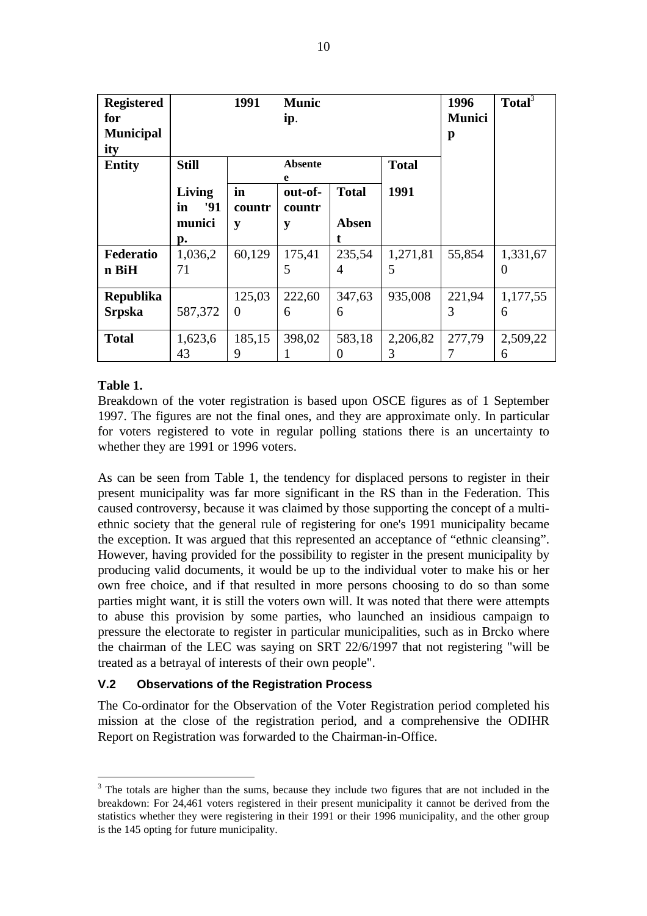| Registered for Municipality | 1991 Municip. | | | | | 1996 Municip | Total[3] |
|---|---|---|---|---|---|---|---|
| Entity | Still Living in '91 munici p. | Absentee | | | Total 1991 | | |
| | | in country | out-of-country | Total Absent | | | |
| Federation BiH | 1,036,271 | 60,129 | 175,415 | 235,544 | 1,271,815 | 55,854 | 1,331,670 |
| Republika Srpska | 587,372 | 125,030 | 222,606 | 347,636 | 935,008 | 221,943 | 1,177,556 |
| Total | 1,623,643 | 185,159 | 398,021 | 583,180 | 2,206,823 | 277,797 | 2,509,226 |

**Table 1.**

Breakdown of the voter registration is based upon OSCE figures as of 1 September 1997. The figures are not the final ones, and they are approximate only. In particular for voters registered to vote in regular polling stations there is an uncertainty to whether they are 1991 or 1996 voters.

As can be seen from Table 1, the tendency for displaced persons to register in their present municipality was far more significant in the RS than in the Federation. This caused controversy, because it was claimed by those supporting the concept of a multi-ethnic society that the general rule of registering for one's 1991 municipality became the exception. It was argued that this represented an acceptance of "ethnic cleansing". However, having provided for the possibility to register in the present municipality by producing valid documents, it would be up to the individual voter to make his or her own free choice, and if that resulted in more persons choosing to do so than some parties might want, it is still the voters own will. It was noted that there were attempts to abuse this provision by some parties, who launched an insidious campaign to pressure the electorate to register in particular municipalities, such as in Brcko where the chairman of the LEC was saying on SRT 22/6/1997 that not registering "will be treated as a betrayal of interests of their own people".

### V.2 Observations of the Registration Process

The Co-ordinator for the Observation of the Voter Registration period completed his mission at the close of the registration period, and a comprehensive the ODIHR Report on Registration was forwarded to the Chairman-in-Office.

[3] The totals are higher than the sums, because they include two figures that are not included in the breakdown: For 24,461 voters registered in their present municipality it cannot be derived from the statistics whether they were registering in their 1991 or their 1996 municipality, and the other group is the 145 opting for future municipality.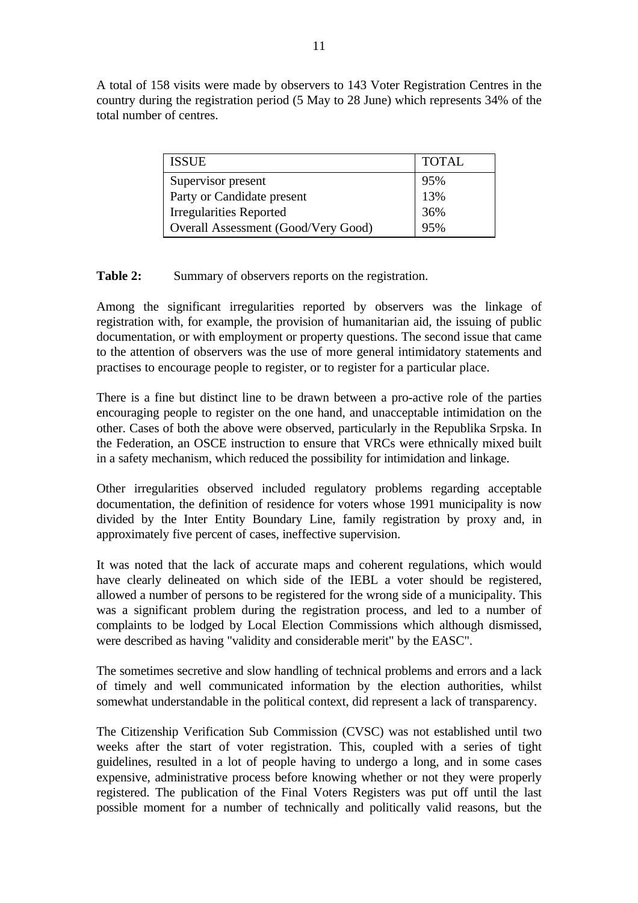A total of 158 visits were made by observers to 143 Voter Registration Centres in the country during the registration period (5 May to 28 June) which represents 34% of the total number of centres.

| ISSUE | TOTAL |
|---|---|
| Supervisor present | 95% |
| Party or Candidate present | 13% |
| Irregularities Reported | 36% |
| Overall Assessment (Good/Very Good) | 95% |

**Table 2:** Summary of observers reports on the registration.

Among the significant irregularities reported by observers was the linkage of registration with, for example, the provision of humanitarian aid, the issuing of public documentation, or with employment or property questions. The second issue that came to the attention of observers was the use of more general intimidatory statements and practises to encourage people to register, or to register for a particular place.

There is a fine but distinct line to be drawn between a pro-active role of the parties encouraging people to register on the one hand, and unacceptable intimidation on the other. Cases of both the above were observed, particularly in the Republika Srpska. In the Federation, an OSCE instruction to ensure that VRCs were ethnically mixed built in a safety mechanism, which reduced the possibility for intimidation and linkage.

Other irregularities observed included regulatory problems regarding acceptable documentation, the definition of residence for voters whose 1991 municipality is now divided by the Inter Entity Boundary Line, family registration by proxy and, in approximately five percent of cases, ineffective supervision.

It was noted that the lack of accurate maps and coherent regulations, which would have clearly delineated on which side of the IEBL a voter should be registered, allowed a number of persons to be registered for the wrong side of a municipality. This was a significant problem during the registration process, and led to a number of complaints to be lodged by Local Election Commissions which although dismissed, were described as having "validity and considerable merit" by the EASC".

The sometimes secretive and slow handling of technical problems and errors and a lack of timely and well communicated information by the election authorities, whilst somewhat understandable in the political context, did represent a lack of transparency.

The Citizenship Verification Sub Commission (CVSC) was not established until two weeks after the start of voter registration. This, coupled with a series of tight guidelines, resulted in a lot of people having to undergo a long, and in some cases expensive, administrative process before knowing whether or not they were properly registered. The publication of the Final Voters Registers was put off until the last possible moment for a number of technically and politically valid reasons, but the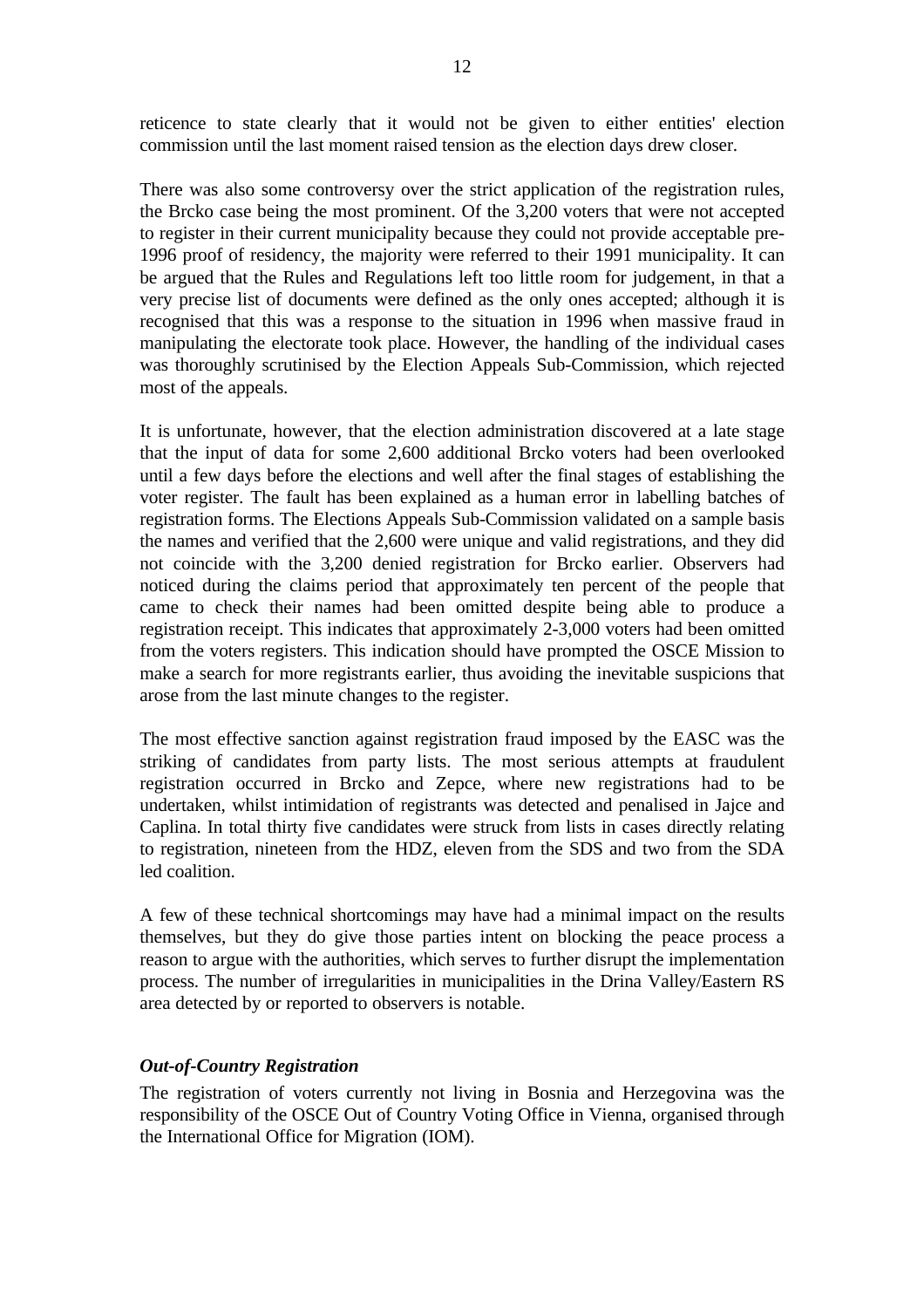reticence to state clearly that it would not be given to either entities' election commission until the last moment raised tension as the election days drew closer.

There was also some controversy over the strict application of the registration rules, the Brcko case being the most prominent. Of the 3,200 voters that were not accepted to register in their current municipality because they could not provide acceptable pre-1996 proof of residency, the majority were referred to their 1991 municipality. It can be argued that the Rules and Regulations left too little room for judgement, in that a very precise list of documents were defined as the only ones accepted; although it is recognised that this was a response to the situation in 1996 when massive fraud in manipulating the electorate took place. However, the handling of the individual cases was thoroughly scrutinised by the Election Appeals Sub-Commission, which rejected most of the appeals.

It is unfortunate, however, that the election administration discovered at a late stage that the input of data for some 2,600 additional Brcko voters had been overlooked until a few days before the elections and well after the final stages of establishing the voter register. The fault has been explained as a human error in labelling batches of registration forms. The Elections Appeals Sub-Commission validated on a sample basis the names and verified that the 2,600 were unique and valid registrations, and they did not coincide with the 3,200 denied registration for Brcko earlier. Observers had noticed during the claims period that approximately ten percent of the people that came to check their names had been omitted despite being able to produce a registration receipt. This indicates that approximately 2-3,000 voters had been omitted from the voters registers. This indication should have prompted the OSCE Mission to make a search for more registrants earlier, thus avoiding the inevitable suspicions that arose from the last minute changes to the register.

The most effective sanction against registration fraud imposed by the EASC was the striking of candidates from party lists. The most serious attempts at fraudulent registration occurred in Brcko and Zepce, where new registrations had to be undertaken, whilst intimidation of registrants was detected and penalised in Jajce and Caplina. In total thirty five candidates were struck from lists in cases directly relating to registration, nineteen from the HDZ, eleven from the SDS and two from the SDA led coalition.

A few of these technical shortcomings may have had a minimal impact on the results themselves, but they do give those parties intent on blocking the peace process a reason to argue with the authorities, which serves to further disrupt the implementation process. The number of irregularities in municipalities in the Drina Valley/Eastern RS area detected by or reported to observers is notable.

### *Out-of-Country Registration*

The registration of voters currently not living in Bosnia and Herzegovina was the responsibility of the OSCE Out of Country Voting Office in Vienna, organised through the International Office for Migration (IOM).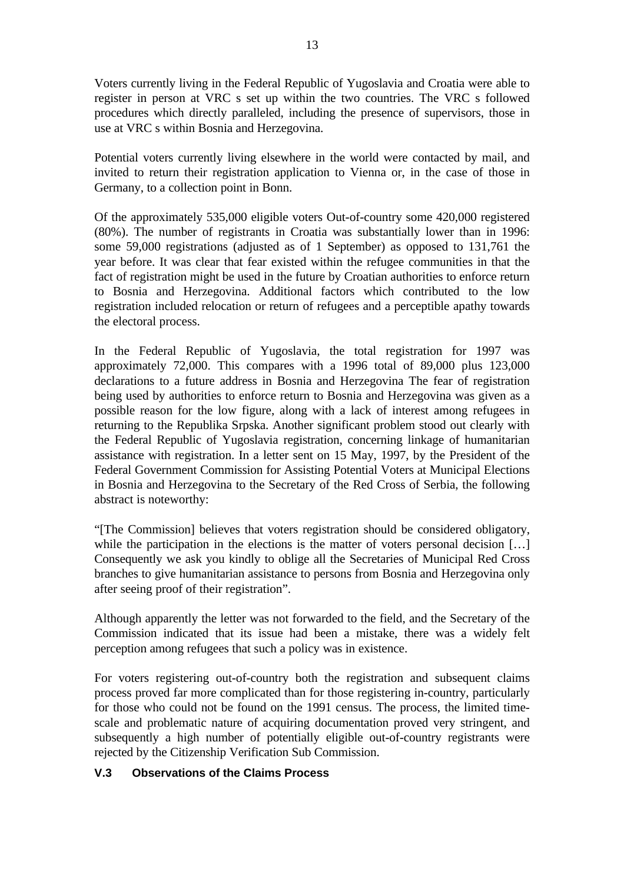Voters currently living in the Federal Republic of Yugoslavia and Croatia were able to register in person at VRC s set up within the two countries. The VRC s followed procedures which directly paralleled, including the presence of supervisors, those in use at VRC s within Bosnia and Herzegovina.

Potential voters currently living elsewhere in the world were contacted by mail, and invited to return their registration application to Vienna or, in the case of those in Germany, to a collection point in Bonn.

Of the approximately 535,000 eligible voters Out-of-country some 420,000 registered (80%). The number of registrants in Croatia was substantially lower than in 1996: some 59,000 registrations (adjusted as of 1 September) as opposed to 131,761 the year before. It was clear that fear existed within the refugee communities in that the fact of registration might be used in the future by Croatian authorities to enforce return to Bosnia and Herzegovina. Additional factors which contributed to the low registration included relocation or return of refugees and a perceptible apathy towards the electoral process.

In the Federal Republic of Yugoslavia, the total registration for 1997 was approximately 72,000. This compares with a 1996 total of 89,000 plus 123,000 declarations to a future address in Bosnia and Herzegovina The fear of registration being used by authorities to enforce return to Bosnia and Herzegovina was given as a possible reason for the low figure, along with a lack of interest among refugees in returning to the Republika Srpska. Another significant problem stood out clearly with the Federal Republic of Yugoslavia registration, concerning linkage of humanitarian assistance with registration. In a letter sent on 15 May, 1997, by the President of the Federal Government Commission for Assisting Potential Voters at Municipal Elections in Bosnia and Herzegovina to the Secretary of the Red Cross of Serbia, the following abstract is noteworthy:

"[The Commission] believes that voters registration should be considered obligatory, while the participation in the elections is the matter of voters personal decision […] Consequently we ask you kindly to oblige all the Secretaries of Municipal Red Cross branches to give humanitarian assistance to persons from Bosnia and Herzegovina only after seeing proof of their registration".

Although apparently the letter was not forwarded to the field, and the Secretary of the Commission indicated that its issue had been a mistake, there was a widely felt perception among refugees that such a policy was in existence.

For voters registering out-of-country both the registration and subsequent claims process proved far more complicated than for those registering in-country, particularly for those who could not be found on the 1991 census. The process, the limited time-scale and problematic nature of acquiring documentation proved very stringent, and subsequently a high number of potentially eligible out-of-country registrants were rejected by the Citizenship Verification Sub Commission.

### V.3 Observations of the Claims Process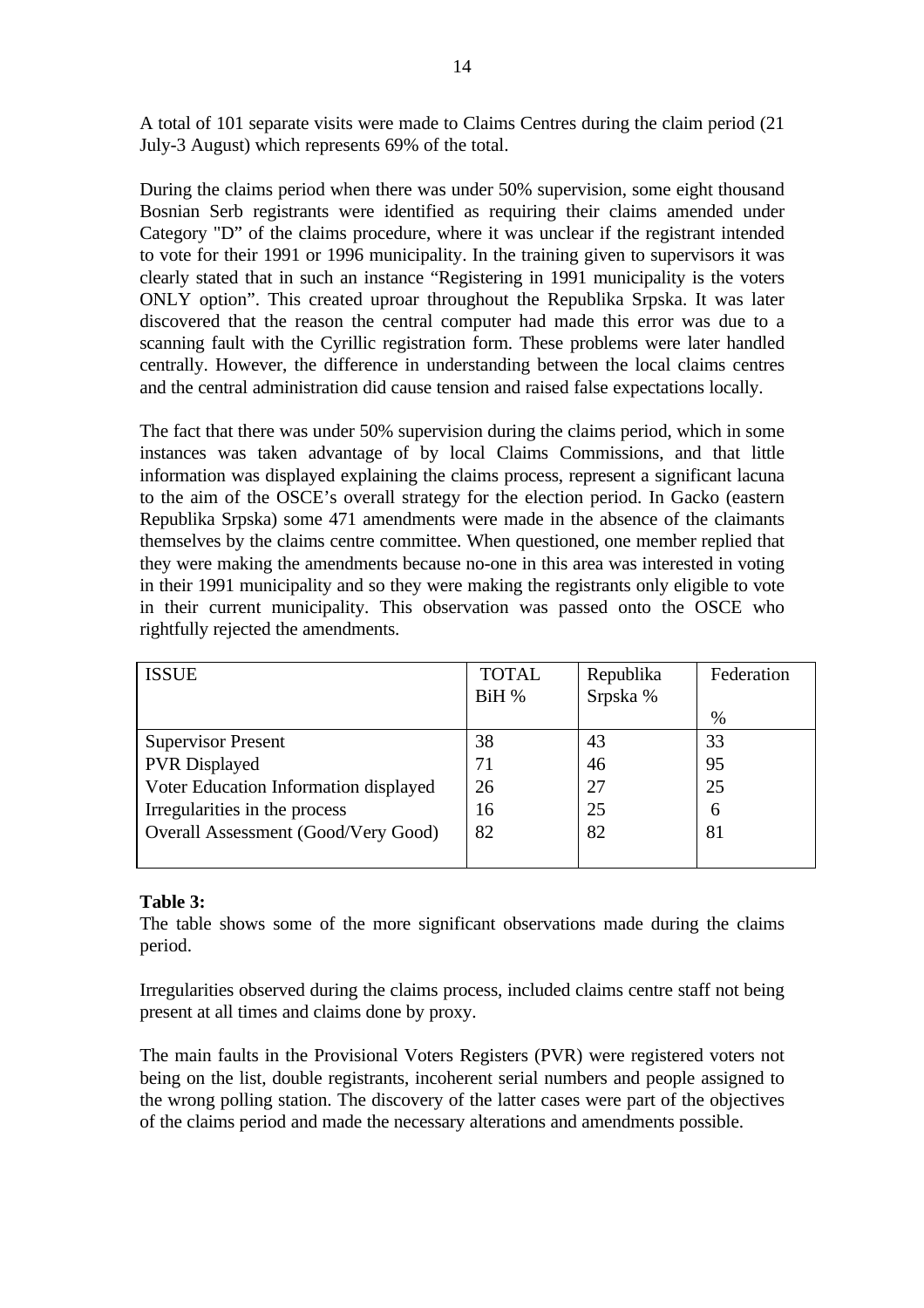A total of 101 separate visits were made to Claims Centres during the claim period (21 July-3 August) which represents 69% of the total.

During the claims period when there was under 50% supervision, some eight thousand Bosnian Serb registrants were identified as requiring their claims amended under Category "D" of the claims procedure, where it was unclear if the registrant intended to vote for their 1991 or 1996 municipality. In the training given to supervisors it was clearly stated that in such an instance "Registering in 1991 municipality is the voters ONLY option". This created uproar throughout the Republika Srpska. It was later discovered that the reason the central computer had made this error was due to a scanning fault with the Cyrillic registration form. These problems were later handled centrally. However, the difference in understanding between the local claims centres and the central administration did cause tension and raised false expectations locally.

The fact that there was under 50% supervision during the claims period, which in some instances was taken advantage of by local Claims Commissions, and that little information was displayed explaining the claims process, represent a significant lacuna to the aim of the OSCE's overall strategy for the election period. In Gacko (eastern Republika Srpska) some 471 amendments were made in the absence of the claimants themselves by the claims centre committee. When questioned, one member replied that they were making the amendments because no-one in this area was interested in voting in their 1991 municipality and so they were making the registrants only eligible to vote in their current municipality. This observation was passed onto the OSCE who rightfully rejected the amendments.

| ISSUE | TOTAL BiH % | Republika Srpska % | Federation % |
|---|---|---|---|
| Supervisor Present | 38 | 43 | 33 |
| PVR Displayed | 71 | 46 | 95 |
| Voter Education Information displayed | 26 | 27 | 25 |
| Irregularities in the process | 16 | 25 | 6 |
| Overall Assessment (Good/Very Good) | 82 | 82 | 81 |

**Table 3:**
The table shows some of the more significant observations made during the claims period.

Irregularities observed during the claims process, included claims centre staff not being present at all times and claims done by proxy.

The main faults in the Provisional Voters Registers (PVR) were registered voters not being on the list, double registrants, incoherent serial numbers and people assigned to the wrong polling station. The discovery of the latter cases were part of the objectives of the claims period and made the necessary alterations and amendments possible.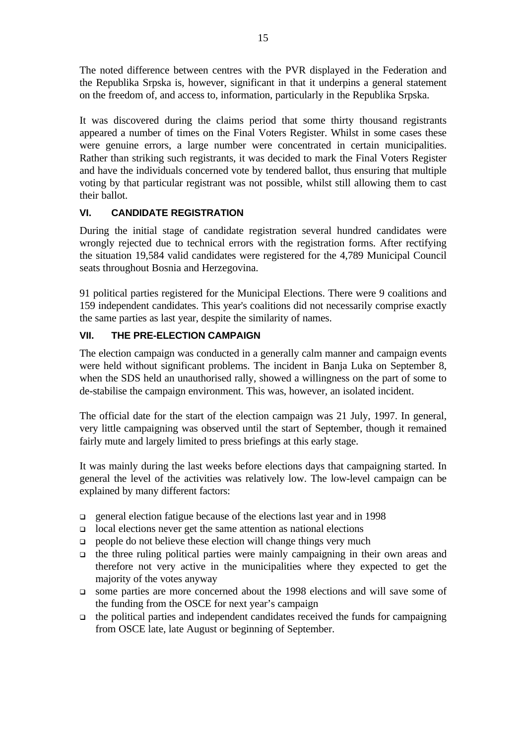The noted difference between centres with the PVR displayed in the Federation and the Republika Srpska is, however, significant in that it underpins a general statement on the freedom of, and access to, information, particularly in the Republika Srpska.

It was discovered during the claims period that some thirty thousand registrants appeared a number of times on the Final Voters Register. Whilst in some cases these were genuine errors, a large number were concentrated in certain municipalities. Rather than striking such registrants, it was decided to mark the Final Voters Register and have the individuals concerned vote by tendered ballot, thus ensuring that multiple voting by that particular registrant was not possible, whilst still allowing them to cast their ballot.

## VI. CANDIDATE REGISTRATION

During the initial stage of candidate registration several hundred candidates were wrongly rejected due to technical errors with the registration forms. After rectifying the situation 19,584 valid candidates were registered for the 4,789 Municipal Council seats throughout Bosnia and Herzegovina.

91 political parties registered for the Municipal Elections. There were 9 coalitions and 159 independent candidates. This year's coalitions did not necessarily comprise exactly the same parties as last year, despite the similarity of names.

## VII. THE PRE-ELECTION CAMPAIGN

The election campaign was conducted in a generally calm manner and campaign events were held without significant problems. The incident in Banja Luka on September 8, when the SDS held an unauthorised rally, showed a willingness on the part of some to de-stabilise the campaign environment. This was, however, an isolated incident.

The official date for the start of the election campaign was 21 July, 1997. In general, very little campaigning was observed until the start of September, though it remained fairly mute and largely limited to press briefings at this early stage.

It was mainly during the last weeks before elections days that campaigning started. In general the level of the activities was relatively low. The low-level campaign can be explained by many different factors:

- general election fatigue because of the elections last year and in 1998
- local elections never get the same attention as national elections
- people do not believe these election will change things very much
- the three ruling political parties were mainly campaigning in their own areas and therefore not very active in the municipalities where they expected to get the majority of the votes anyway
- some parties are more concerned about the 1998 elections and will save some of the funding from the OSCE for next year's campaign
- the political parties and independent candidates received the funds for campaigning from OSCE late, late August or beginning of September.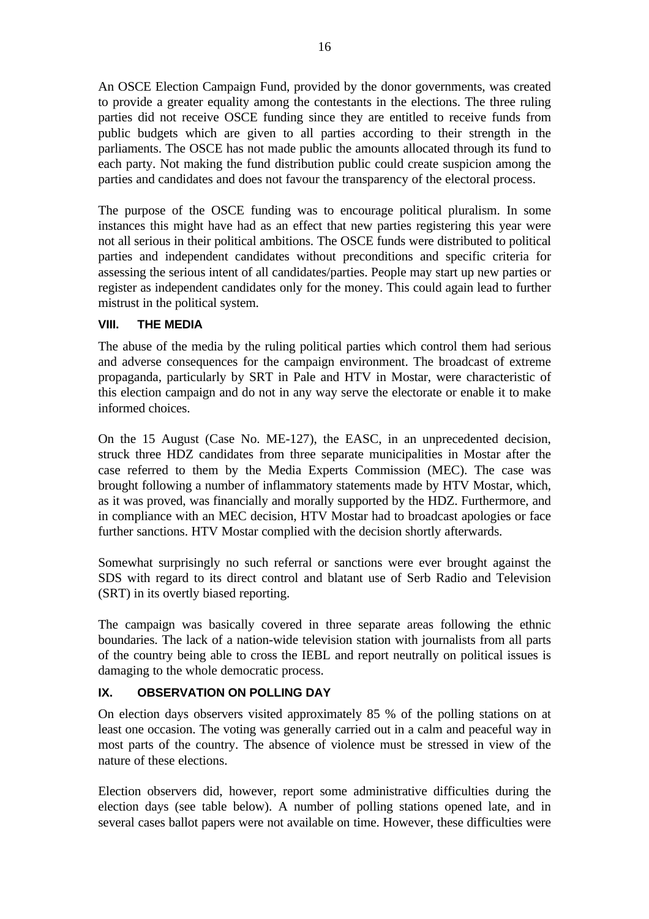An OSCE Election Campaign Fund, provided by the donor governments, was created to provide a greater equality among the contestants in the elections. The three ruling parties did not receive OSCE funding since they are entitled to receive funds from public budgets which are given to all parties according to their strength in the parliaments. The OSCE has not made public the amounts allocated through its fund to each party. Not making the fund distribution public could create suspicion among the parties and candidates and does not favour the transparency of the electoral process.

The purpose of the OSCE funding was to encourage political pluralism. In some instances this might have had as an effect that new parties registering this year were not all serious in their political ambitions. The OSCE funds were distributed to political parties and independent candidates without preconditions and specific criteria for assessing the serious intent of all candidates/parties. People may start up new parties or register as independent candidates only for the money. This could again lead to further mistrust in the political system.

## VIII. THE MEDIA

The abuse of the media by the ruling political parties which control them had serious and adverse consequences for the campaign environment. The broadcast of extreme propaganda, particularly by SRT in Pale and HTV in Mostar, were characteristic of this election campaign and do not in any way serve the electorate or enable it to make informed choices.

On the 15 August (Case No. ME-127), the EASC, in an unprecedented decision, struck three HDZ candidates from three separate municipalities in Mostar after the case referred to them by the Media Experts Commission (MEC). The case was brought following a number of inflammatory statements made by HTV Mostar, which, as it was proved, was financially and morally supported by the HDZ. Furthermore, and in compliance with an MEC decision, HTV Mostar had to broadcast apologies or face further sanctions. HTV Mostar complied with the decision shortly afterwards.

Somewhat surprisingly no such referral or sanctions were ever brought against the SDS with regard to its direct control and blatant use of Serb Radio and Television (SRT) in its overtly biased reporting.

The campaign was basically covered in three separate areas following the ethnic boundaries. The lack of a nation-wide television station with journalists from all parts of the country being able to cross the IEBL and report neutrally on political issues is damaging to the whole democratic process.

## IX. OBSERVATION ON POLLING DAY

On election days observers visited approximately 85 % of the polling stations on at least one occasion. The voting was generally carried out in a calm and peaceful way in most parts of the country. The absence of violence must be stressed in view of the nature of these elections.

Election observers did, however, report some administrative difficulties during the election days (see table below). A number of polling stations opened late, and in several cases ballot papers were not available on time. However, these difficulties were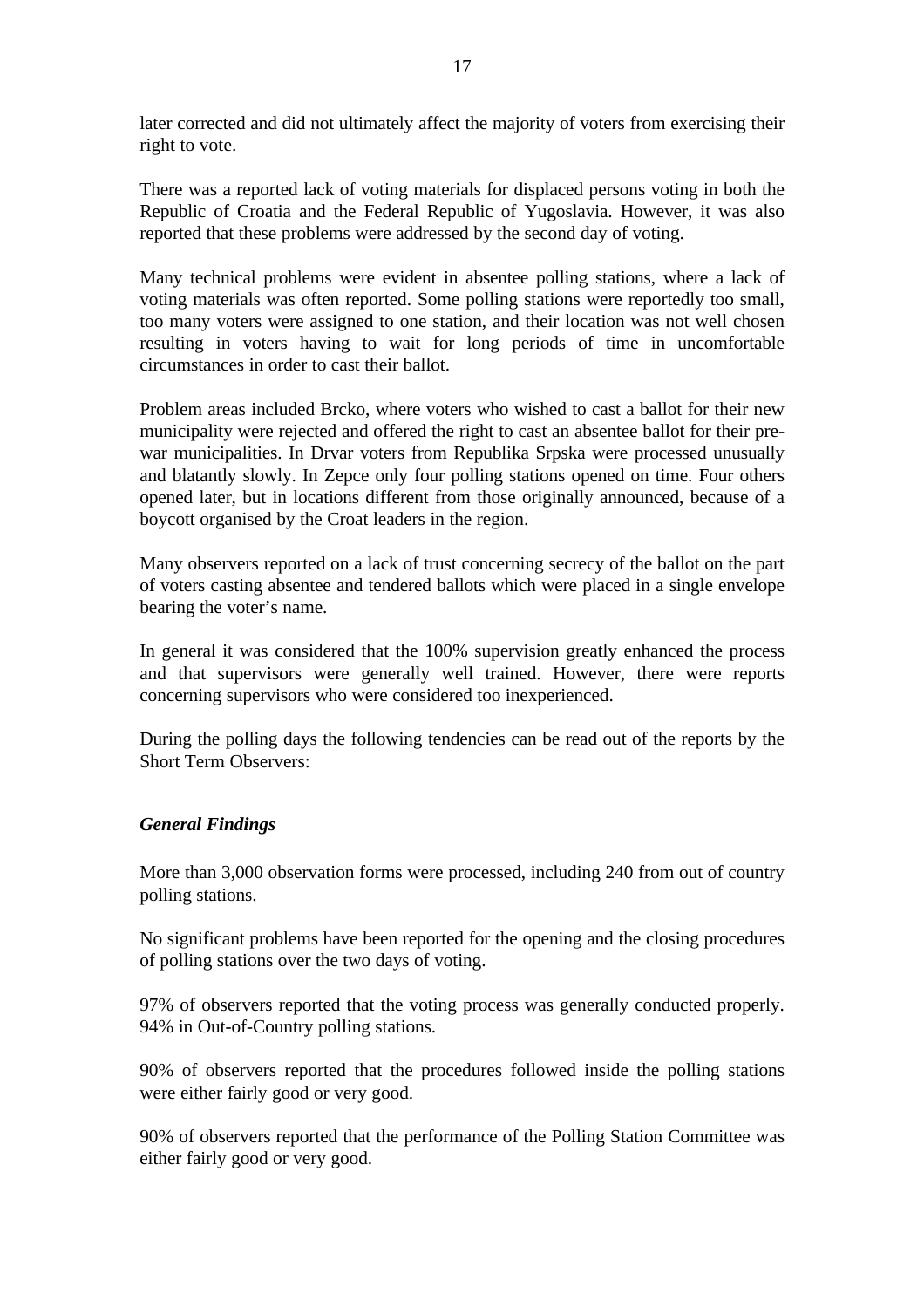later corrected and did not ultimately affect the majority of voters from exercising their right to vote.

There was a reported lack of voting materials for displaced persons voting in both the Republic of Croatia and the Federal Republic of Yugoslavia. However, it was also reported that these problems were addressed by the second day of voting.

Many technical problems were evident in absentee polling stations, where a lack of voting materials was often reported. Some polling stations were reportedly too small, too many voters were assigned to one station, and their location was not well chosen resulting in voters having to wait for long periods of time in uncomfortable circumstances in order to cast their ballot.

Problem areas included Brcko, where voters who wished to cast a ballot for their new municipality were rejected and offered the right to cast an absentee ballot for their pre-war municipalities. In Drvar voters from Republika Srpska were processed unusually and blatantly slowly. In Zepce only four polling stations opened on time. Four others opened later, but in locations different from those originally announced, because of a boycott organised by the Croat leaders in the region.

Many observers reported on a lack of trust concerning secrecy of the ballot on the part of voters casting absentee and tendered ballots which were placed in a single envelope bearing the voter's name.

In general it was considered that the 100% supervision greatly enhanced the process and that supervisors were generally well trained. However, there were reports concerning supervisors who were considered too inexperienced.

During the polling days the following tendencies can be read out of the reports by the Short Term Observers:

***General Findings***

More than 3,000 observation forms were processed, including 240 from out of country polling stations.

No significant problems have been reported for the opening and the closing procedures of polling stations over the two days of voting.

97% of observers reported that the voting process was generally conducted properly. 94% in Out-of-Country polling stations.

90% of observers reported that the procedures followed inside the polling stations were either fairly good or very good.

90% of observers reported that the performance of the Polling Station Committee was either fairly good or very good.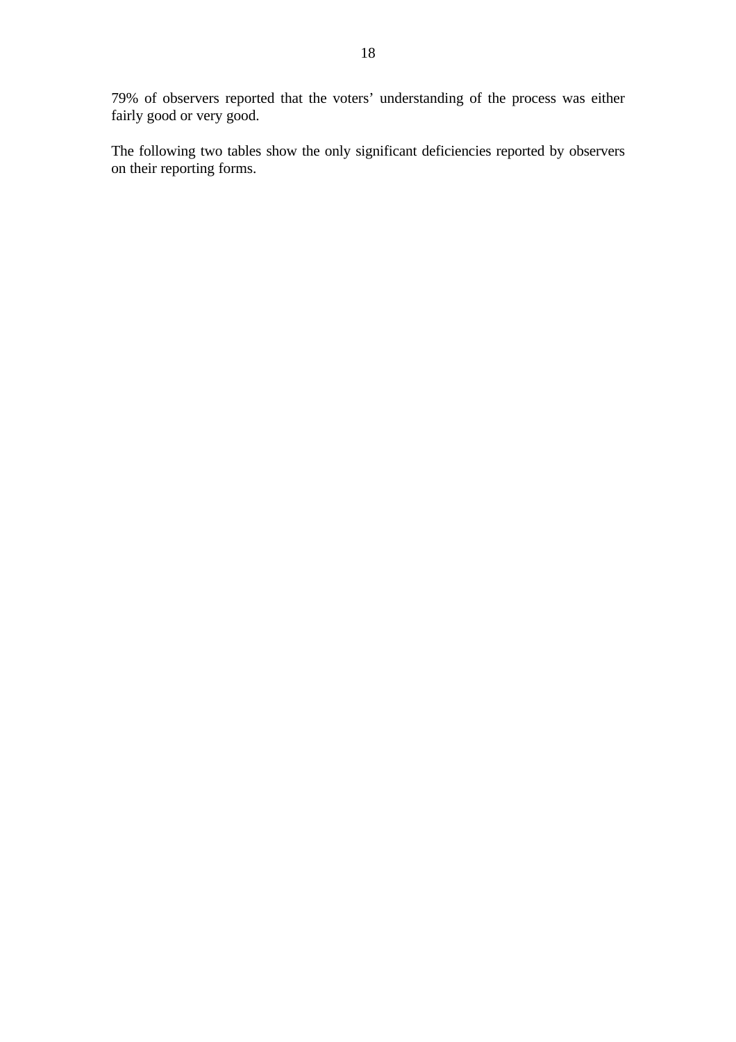79% of observers reported that the voters' understanding of the process was either fairly good or very good.

The following two tables show the only significant deficiencies reported by observers on their reporting forms.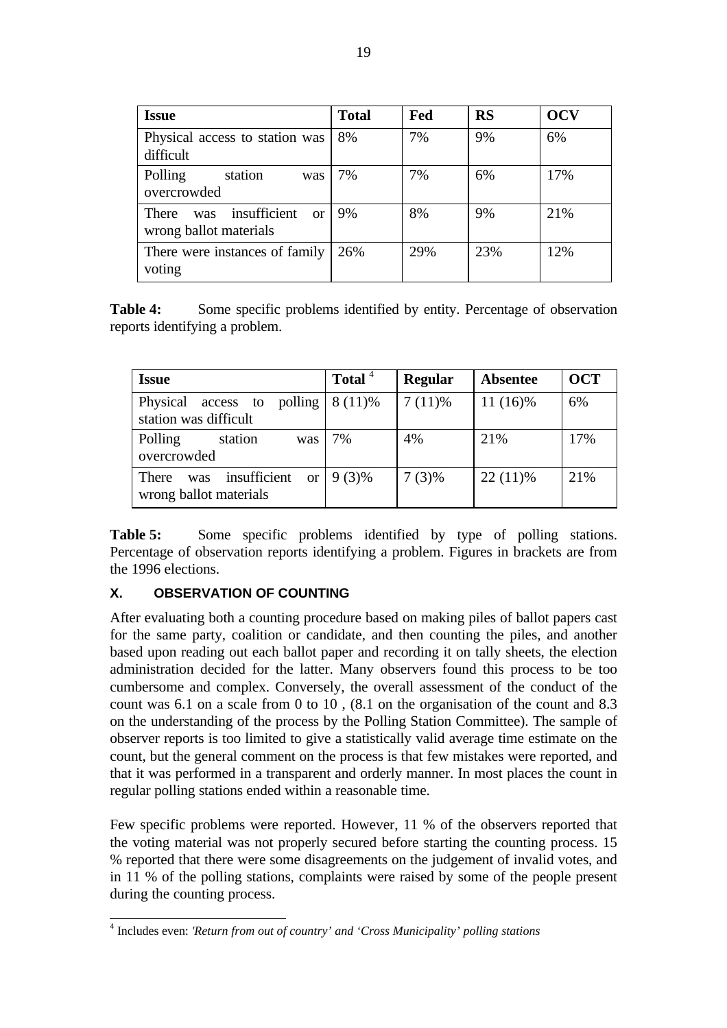| Issue | Total | Fed | RS | OCV |
|---|---|---|---|---|
| Physical access to station was difficult | 8% | 7% | 9% | 6% |
| Polling station was overcrowded | 7% | 7% | 6% | 17% |
| There was insufficient or wrong ballot materials | 9% | 8% | 9% | 21% |
| There were instances of family voting | 26% | 29% | 23% | 12% |

**Table 4:** Some specific problems identified by entity. Percentage of observation reports identifying a problem.

| Issue | Total [4] | Regular | Absentee | OCT |
|---|---|---|---|---|
| Physical access to polling station was difficult | 8 (11)% | 7 (11)% | 11 (16)% | 6% |
| Polling station was overcrowded | 7% | 4% | 21% | 17% |
| There was insufficient or wrong ballot materials | 9 (3)% | 7 (3)% | 22 (11)% | 21% |

**Table 5:** Some specific problems identified by type of polling stations. Percentage of observation reports identifying a problem. Figures in brackets are from the 1996 elections.

## X. OBSERVATION OF COUNTING

After evaluating both a counting procedure based on making piles of ballot papers cast for the same party, coalition or candidate, and then counting the piles, and another based upon reading out each ballot paper and recording it on tally sheets, the election administration decided for the latter. Many observers found this process to be too cumbersome and complex. Conversely, the overall assessment of the conduct of the count was 6.1 on a scale from 0 to 10 , (8.1 on the organisation of the count and 8.3 on the understanding of the process by the Polling Station Committee). The sample of observer reports is too limited to give a statistically valid average time estimate on the count, but the general comment on the process is that few mistakes were reported, and that it was performed in a transparent and orderly manner. In most places the count in regular polling stations ended within a reasonable time.

Few specific problems were reported. However, 11 % of the observers reported that the voting material was not properly secured before starting the counting process. 15 % reported that there were some disagreements on the judgement of invalid votes, and in 11 % of the polling stations, complaints were raised by some of the people present during the counting process.

[4] Includes even: *'Return from out of country' and 'Cross Municipality' polling stations*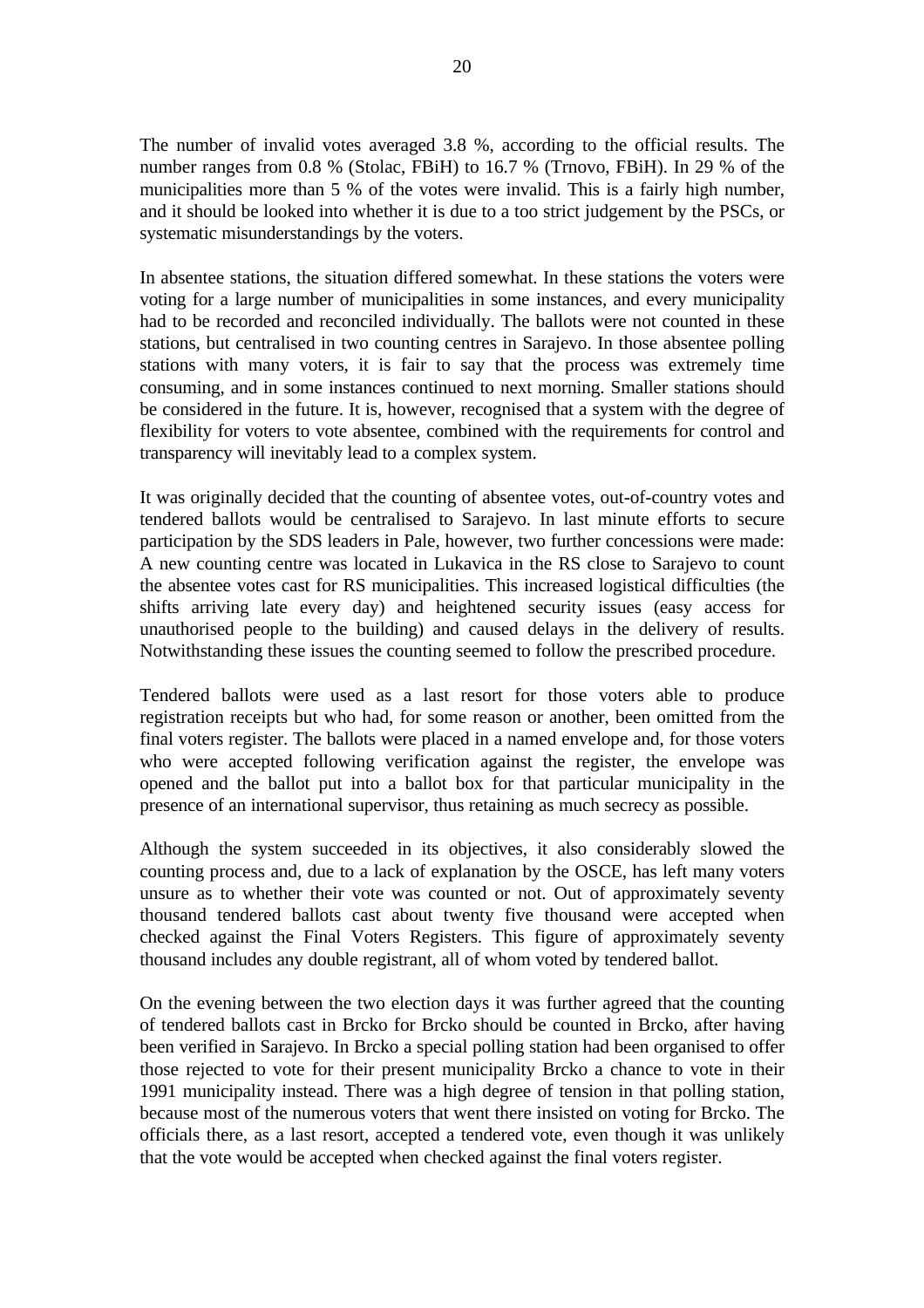The number of invalid votes averaged 3.8 %, according to the official results. The number ranges from 0.8 % (Stolac, FBiH) to 16.7 % (Trnovo, FBiH). In 29 % of the municipalities more than 5 % of the votes were invalid. This is a fairly high number, and it should be looked into whether it is due to a too strict judgement by the PSCs, or systematic misunderstandings by the voters.

In absentee stations, the situation differed somewhat. In these stations the voters were voting for a large number of municipalities in some instances, and every municipality had to be recorded and reconciled individually. The ballots were not counted in these stations, but centralised in two counting centres in Sarajevo. In those absentee polling stations with many voters, it is fair to say that the process was extremely time consuming, and in some instances continued to next morning. Smaller stations should be considered in the future. It is, however, recognised that a system with the degree of flexibility for voters to vote absentee, combined with the requirements for control and transparency will inevitably lead to a complex system.

It was originally decided that the counting of absentee votes, out-of-country votes and tendered ballots would be centralised to Sarajevo. In last minute efforts to secure participation by the SDS leaders in Pale, however, two further concessions were made: A new counting centre was located in Lukavica in the RS close to Sarajevo to count the absentee votes cast for RS municipalities. This increased logistical difficulties (the shifts arriving late every day) and heightened security issues (easy access for unauthorised people to the building) and caused delays in the delivery of results. Notwithstanding these issues the counting seemed to follow the prescribed procedure.

Tendered ballots were used as a last resort for those voters able to produce registration receipts but who had, for some reason or another, been omitted from the final voters register. The ballots were placed in a named envelope and, for those voters who were accepted following verification against the register, the envelope was opened and the ballot put into a ballot box for that particular municipality in the presence of an international supervisor, thus retaining as much secrecy as possible.

Although the system succeeded in its objectives, it also considerably slowed the counting process and, due to a lack of explanation by the OSCE, has left many voters unsure as to whether their vote was counted or not. Out of approximately seventy thousand tendered ballots cast about twenty five thousand were accepted when checked against the Final Voters Registers. This figure of approximately seventy thousand includes any double registrant, all of whom voted by tendered ballot.

On the evening between the two election days it was further agreed that the counting of tendered ballots cast in Brcko for Brcko should be counted in Brcko, after having been verified in Sarajevo. In Brcko a special polling station had been organised to offer those rejected to vote for their present municipality Brcko a chance to vote in their 1991 municipality instead. There was a high degree of tension in that polling station, because most of the numerous voters that went there insisted on voting for Brcko. The officials there, as a last resort, accepted a tendered vote, even though it was unlikely that the vote would be accepted when checked against the final voters register.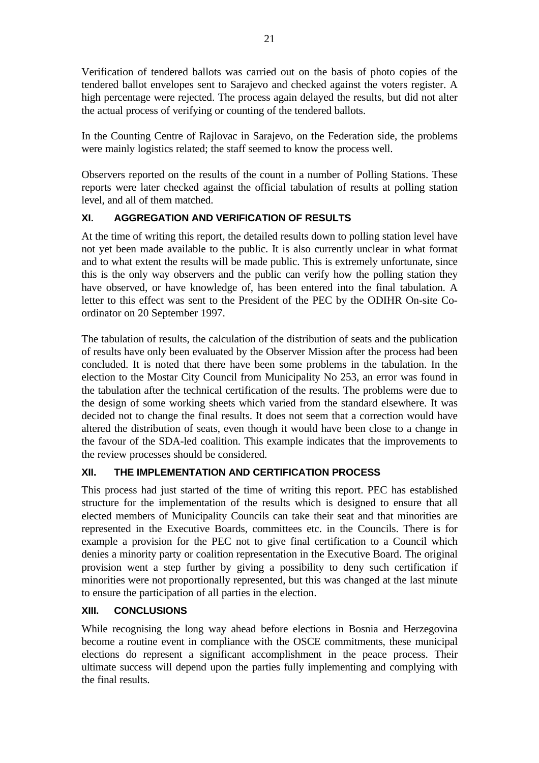Verification of tendered ballots was carried out on the basis of photo copies of the tendered ballot envelopes sent to Sarajevo and checked against the voters register. A high percentage were rejected. The process again delayed the results, but did not alter the actual process of verifying or counting of the tendered ballots.

In the Counting Centre of Rajlovac in Sarajevo, on the Federation side, the problems were mainly logistics related; the staff seemed to know the process well.

Observers reported on the results of the count in a number of Polling Stations. These reports were later checked against the official tabulation of results at polling station level, and all of them matched.

## XI. AGGREGATION AND VERIFICATION OF RESULTS

At the time of writing this report, the detailed results down to polling station level have not yet been made available to the public. It is also currently unclear in what format and to what extent the results will be made public. This is extremely unfortunate, since this is the only way observers and the public can verify how the polling station they have observed, or have knowledge of, has been entered into the final tabulation. A letter to this effect was sent to the President of the PEC by the ODIHR On-site Co-ordinator on 20 September 1997.

The tabulation of results, the calculation of the distribution of seats and the publication of results have only been evaluated by the Observer Mission after the process had been concluded. It is noted that there have been some problems in the tabulation. In the election to the Mostar City Council from Municipality No 253, an error was found in the tabulation after the technical certification of the results. The problems were due to the design of some working sheets which varied from the standard elsewhere. It was decided not to change the final results. It does not seem that a correction would have altered the distribution of seats, even though it would have been close to a change in the favour of the SDA-led coalition. This example indicates that the improvements to the review processes should be considered.

## XII. THE IMPLEMENTATION AND CERTIFICATION PROCESS

This process had just started of the time of writing this report. PEC has established structure for the implementation of the results which is designed to ensure that all elected members of Municipality Councils can take their seat and that minorities are represented in the Executive Boards, committees etc. in the Councils. There is for example a provision for the PEC not to give final certification to a Council which denies a minority party or coalition representation in the Executive Board. The original provision went a step further by giving a possibility to deny such certification if minorities were not proportionally represented, but this was changed at the last minute to ensure the participation of all parties in the election.

## XIII. CONCLUSIONS

While recognising the long way ahead before elections in Bosnia and Herzegovina become a routine event in compliance with the OSCE commitments, these municipal elections do represent a significant accomplishment in the peace process. Their ultimate success will depend upon the parties fully implementing and complying with the final results.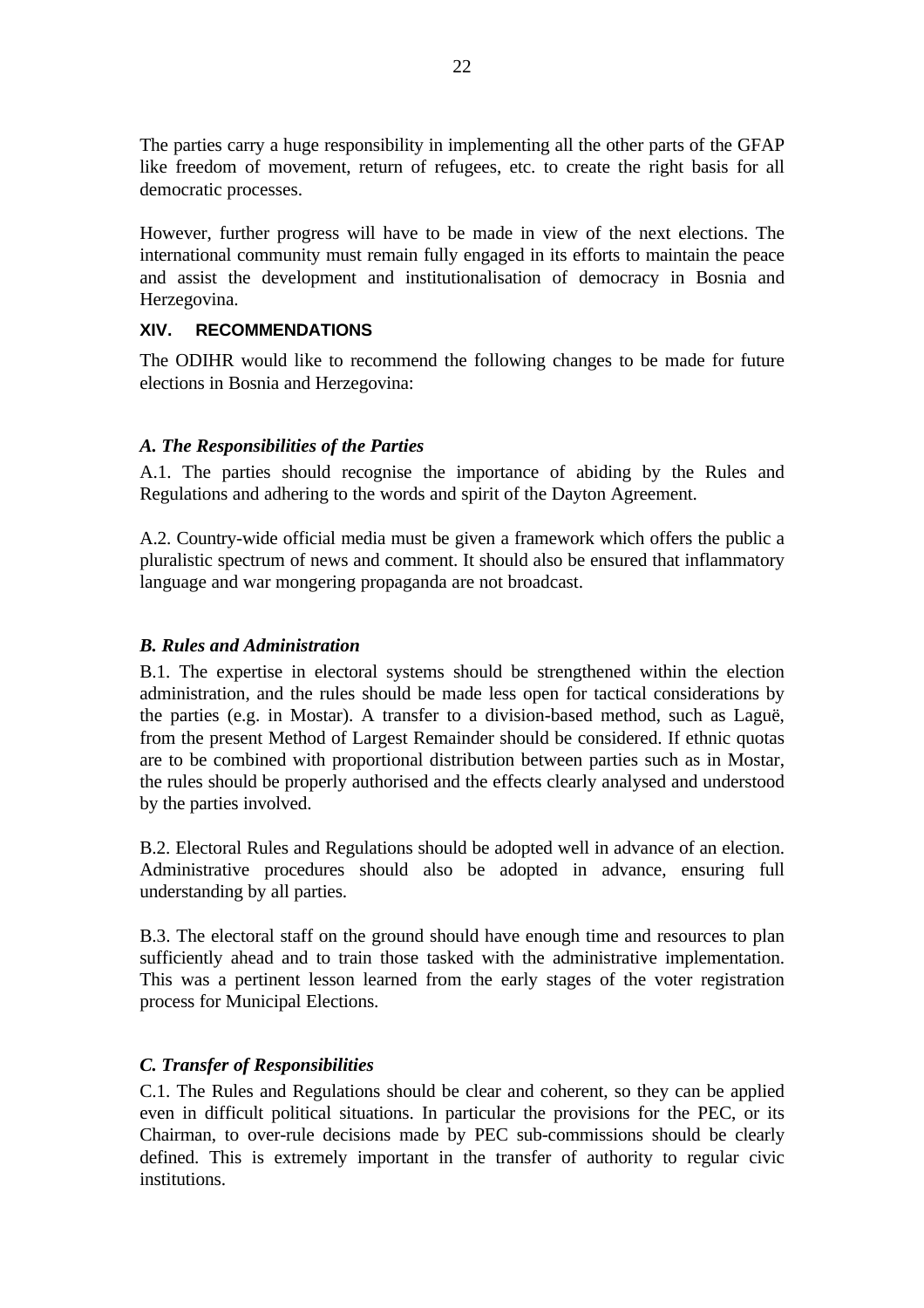The parties carry a huge responsibility in implementing all the other parts of the GFAP like freedom of movement, return of refugees, etc. to create the right basis for all democratic processes.

However, further progress will have to be made in view of the next elections. The international community must remain fully engaged in its efforts to maintain the peace and assist the development and institutionalisation of democracy in Bosnia and Herzegovina.

## XIV. RECOMMENDATIONS

The ODIHR would like to recommend the following changes to be made for future elections in Bosnia and Herzegovina:

### *A. The Responsibilities of the Parties*

A.1. The parties should recognise the importance of abiding by the Rules and Regulations and adhering to the words and spirit of the Dayton Agreement.

A.2. Country-wide official media must be given a framework which offers the public a pluralistic spectrum of news and comment. It should also be ensured that inflammatory language and war mongering propaganda are not broadcast.

### *B. Rules and Administration*

B.1. The expertise in electoral systems should be strengthened within the election administration, and the rules should be made less open for tactical considerations by the parties (e.g. in Mostar). A transfer to a division-based method, such as Laguë, from the present Method of Largest Remainder should be considered. If ethnic quotas are to be combined with proportional distribution between parties such as in Mostar, the rules should be properly authorised and the effects clearly analysed and understood by the parties involved.

B.2. Electoral Rules and Regulations should be adopted well in advance of an election. Administrative procedures should also be adopted in advance, ensuring full understanding by all parties.

B.3. The electoral staff on the ground should have enough time and resources to plan sufficiently ahead and to train those tasked with the administrative implementation. This was a pertinent lesson learned from the early stages of the voter registration process for Municipal Elections.

### *C. Transfer of Responsibilities*

C.1. The Rules and Regulations should be clear and coherent, so they can be applied even in difficult political situations. In particular the provisions for the PEC, or its Chairman, to over-rule decisions made by PEC sub-commissions should be clearly defined. This is extremely important in the transfer of authority to regular civic institutions.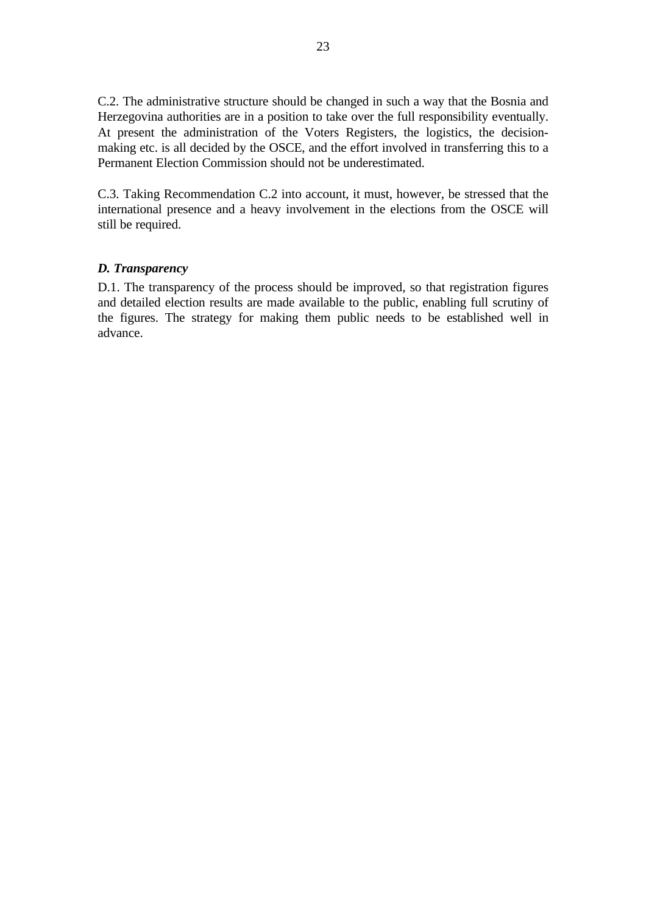C.2. The administrative structure should be changed in such a way that the Bosnia and Herzegovina authorities are in a position to take over the full responsibility eventually. At present the administration of the Voters Registers, the logistics, the decision-making etc. is all decided by the OSCE, and the effort involved in transferring this to a Permanent Election Commission should not be underestimated.

C.3. Taking Recommendation C.2 into account, it must, however, be stressed that the international presence and a heavy involvement in the elections from the OSCE will still be required.

***D. Transparency***

D.1. The transparency of the process should be improved, so that registration figures and detailed election results are made available to the public, enabling full scrutiny of the figures. The strategy for making them public needs to be established well in advance.